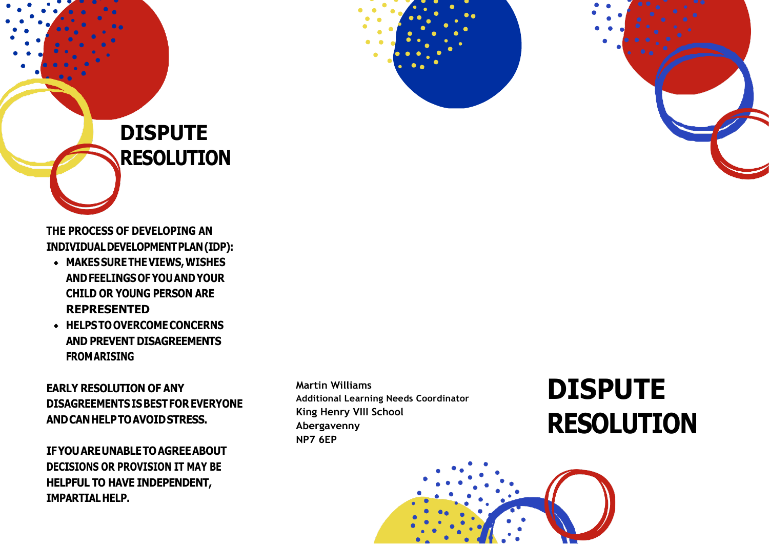# DISPUTE RESOLUTION

**THE PROCESS OF DEVELOPING AN INDIVIDUAL DEVELOPMENT PLAN (IDP):**

- **MAKES SURE THE VIEWS, WISHES AND FEELINGS OF YOU AND YOUR CHILD OR YOUNG PERSON ARE REPRESENTED**
- **HELPS TO OVERCOME CONCERNS AND PREVENT DISAGREEMENTS FROM ARISING**

**EARLY RESOLUTION OF ANY DISAGREEMENTS IS BEST FOR EVERYONE AND CAN HELP TO AVOID STRESS.**

**IF YOU ARE UNABLE TO AGREE ABOUT DECISIONS OR PROVISION IT MAY BE HELPFUL TO HAVE INDEPENDENT, IMPARTIAL HELP.**

**Martin Williams**
**Additional Learning Needs Coordinator**
**King Henry VIII School**
**Abergavenny**
**NP7 6EP**

# DISPUTE RESOLUTION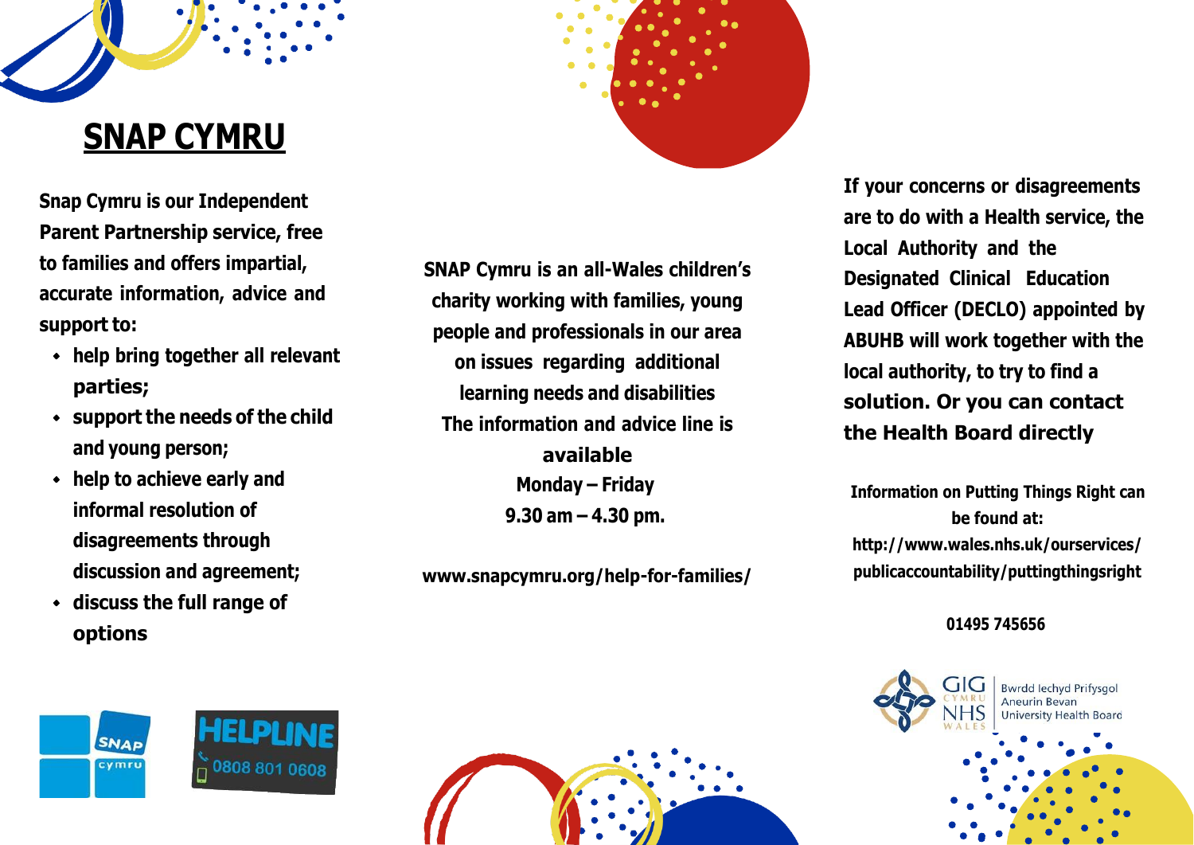# SNAP CYMRU

**Snap Cymru is our Independent Parent Partnership service, free to families and offers impartial, accurate information, advice and support to:**

- **help bring together all relevant parties;**
- **support the needs of the child and young person;**
- **help to achieve early and informal resolution of disagreements through discussion and agreement;**
- **discuss the full range of options**

SNAP cymru

HELPLINE 0808 801 0608

**SNAP Cymru is an all-Wales children's charity working with families, young people and professionals in our area on issues regarding additional learning needs and disabilities**

**The information and advice line is available**

**Monday – Friday**

**9.30 am – 4.30 pm.**

**www.snapcymru.org/help-for-families/**

**If your concerns or disagreements are to do with a Health service, the Local Authority and the Designated Clinical Education Lead Officer (DECLO) appointed by ABUHB will work together with the local authority, to try to find a solution. Or you can contact the Health Board directly**

**Information on Putting Things Right can be found at:**
**http://www.wales.nhs.uk/ourservices/publicaccountability/puttingthingsright**

**01495 745656**

GIG CYMRU NHS WALES | Bwrdd Iechyd Prifysgol Aneurin Bevan University Health Board